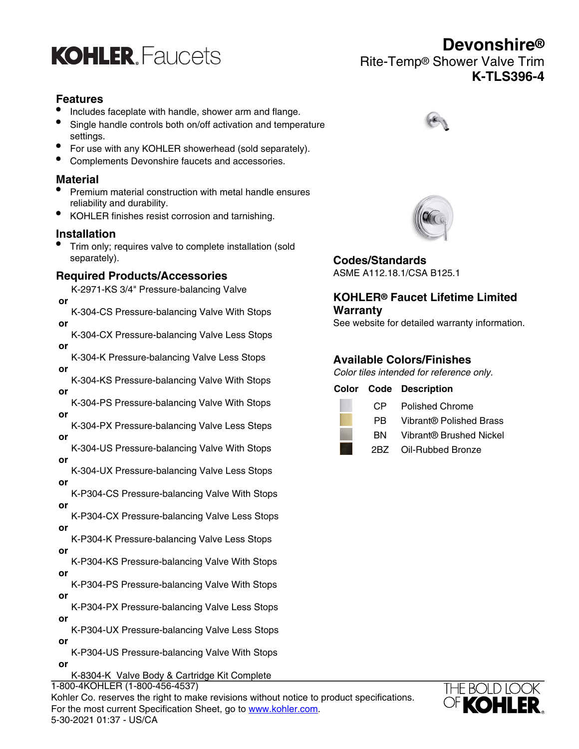# Devonshire®

## Rite-Temp® Shower Valve Trim

## K-TLS396-4

### Features

- Includes faceplate with handle, shower arm and flange.
- Single handle controls both on/off activation and temperature settings.
- For use with any KOHLER showerhead (sold separately).
- Complements Devonshire faucets and accessories.

### Material

- Premium material construction with metal handle ensures reliability and durability.
- KOHLER finishes resist corrosion and tarnishing.

### Installation

- Trim only; requires valve to complete installation (sold separately).

### Required Products/Accessories

K-2971-KS 3/4" Pressure-balancing Valve
**or**
K-304-CS Pressure-balancing Valve With Stops
**or**
K-304-CX Pressure-balancing Valve Less Stops
**or**
K-304-K Pressure-balancing Valve Less Stops
**or**
K-304-KS Pressure-balancing Valve With Stops
**or**
K-304-PS Pressure-balancing Valve With Stops
**or**
K-304-PX Pressure-balancing Valve Less Steps
**or**
K-304-US Pressure-balancing Valve With Stops
**or**
K-304-UX Pressure-balancing Valve Less Stops
**or**
K-P304-CS Pressure-balancing Valve With Stops
**or**
K-P304-CX Pressure-balancing Valve Less Stops
**or**
K-P304-K Pressure-balancing Valve Less Stops
**or**
K-P304-KS Pressure-balancing Valve With Stops
**or**
K-P304-PS Pressure-balancing Valve With Stops
**or**
K-P304-PX Pressure-balancing Valve Less Stops
**or**
K-P304-UX Pressure-balancing Valve Less Stops
**or**
K-P304-US Pressure-balancing Valve With Stops
**or**
K-8304-K Valve Body & Cartridge Kit Complete

### Codes/Standards

ASME A112.18.1/CSA B125.1

### KOHLER® Faucet Lifetime Limited Warranty

See website for detailed warranty information.

### Available Colors/Finishes

*Color tiles intended for reference only.*

| Color | Code | Description |
|---|---|---|
| | CP | Polished Chrome |
| | PB | Vibrant® Polished Brass |
| | BN | Vibrant® Brushed Nickel |
| | 2BZ | Oil-Rubbed Bronze |

1-800-4KOHLER (1-800-456-4537)
Kohler Co. reserves the right to make revisions without notice to product specifications.
For the most current Specification Sheet, go to www.kohler.com.
5-30-2021 01:37 - US/CA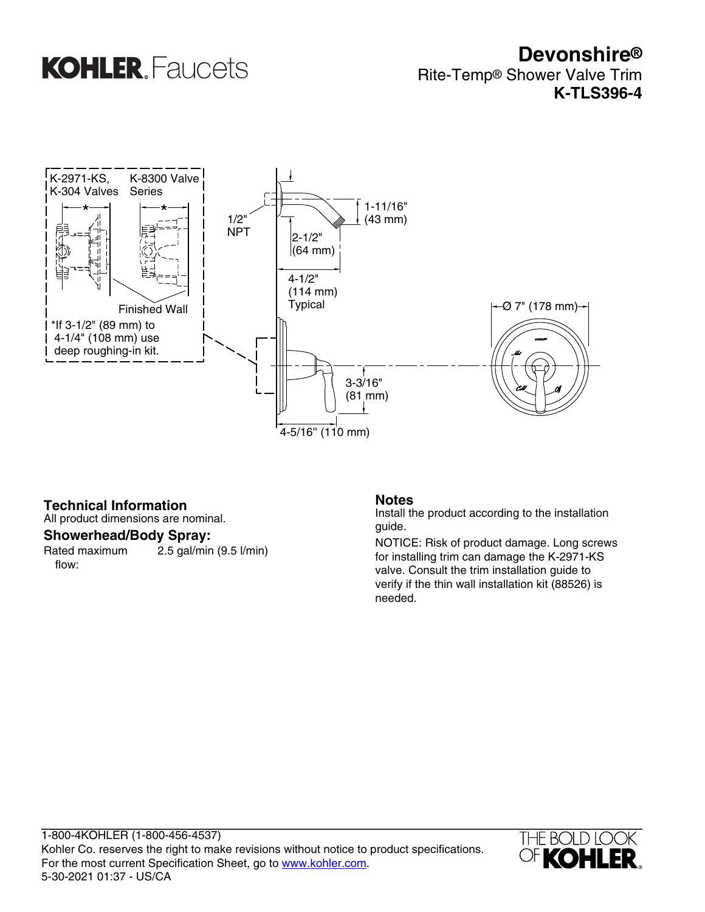# Devonshire®

Rite-Temp® Shower Valve Trim

**K-TLS396-4**

K-2971-KS, K-304 Valves

K-8300 Valve Series

Finished Wall

*If 3-1/2" (89 mm) to 4-1/4" (108 mm) use deep roughing-in kit.

1/2" NPT

1-11/16" (43 mm)

2-1/2" (64 mm)

4-1/2" (114 mm) Typical

Ø 7" (178 mm)

3-3/16" (81 mm)

4-5/16" (110 mm)

## Technical Information

All product dimensions are nominal.

### Showerhead/Body Spray:

| | |
|---|---|
| Rated maximum flow: | 2.5 gal/min (9.5 l/min) |

## Notes

Install the product according to the installation guide.

NOTICE: Risk of product damage. Long screws for installing trim can damage the K-2971-KS valve. Consult the trim installation guide to verify if the thin wall installation kit (88526) is needed.

1-800-4KOHLER (1-800-456-4537)
Kohler Co. reserves the right to make revisions without notice to product specifications.
For the most current Specification Sheet, go to www.kohler.com.
5-30-2021 01:37 - US/CA